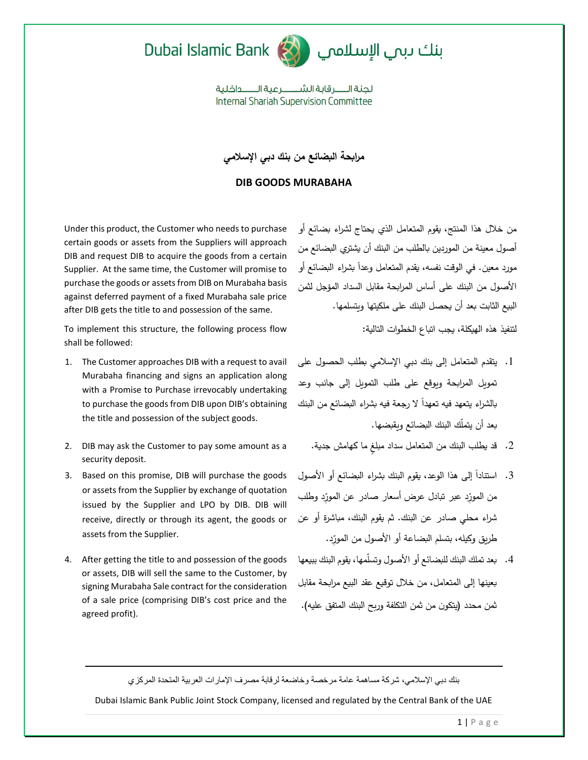Dubai Islamic Bank — بنك دبي الإسلامي

لجنة الرقابة الشرعية الداخلية
Internal Shariah Supervision Committee

# مرابحة البضائع من بنك دبي الإسلامي

# DIB GOODS MURABAHA

Under this product, the Customer who needs to purchase certain goods or assets from the Suppliers will approach DIB and request DIB to acquire the goods from a certain Supplier. At the same time, the Customer will promise to purchase the goods or assets from DIB on Murabaha basis against deferred payment of a fixed Murabaha sale price after DIB gets the title to and possession of the same.

To implement this structure, the following process flow shall be followed:

1. The Customer approaches DIB with a request to avail Murabaha financing and signs an application along with a Promise to Purchase irrevocably undertaking to purchase the goods from DIB upon DIB's obtaining the title and possession of the subject goods.
2. DIB may ask the Customer to pay some amount as a security deposit.
3. Based on this promise, DIB will purchase the goods or assets from the Supplier by exchange of quotation issued by the Supplier and LPO by DIB. DIB will receive, directly or through its agent, the goods or assets from the Supplier.
4. After getting the title to and possession of the goods or assets, DIB will sell the same to the Customer, by signing Murabaha Sale contract for the consideration of a sale price (comprising DIB's cost price and the agreed profit).

من خلال هذا المنتج، يقوم المتعامل الذي يحتاج لشراء بضائع أو أصول معينة من الموردين بالطلب من البنك أن يشتري البضائع من مورد معين. في الوقت نفسه، يقدم المتعامل وعداً بشراء البضائع أو الأصول من البنك على أساس المرابحة مقابل السداد المؤجل لثمن البيع الثابت بعد أن يحصل البنك على ملكيتها ويتسلمها.

لتنفيذ هذه الهيكلة، يجب اتباع الخطوات التالية:

1. يتقدم المتعامل إلى بنك دبي الإسلامي بطلب الحصول على تمويل المرابحة ويوقع على طلب التمويل إلى جانب وعد بالشراء يتعهد فيه تعهداً لا رجعة فيه بشراء البضائع من البنك بعد أن يتملّك البنك البضائع ويقبضها.
2. قد يطلب البنك من المتعامل سداد مبلغ ما كهامش جدية.
3. استناداً إلى هذا الوعد، يقوم البنك بشراء البضائع أو الأصول من المورّد عبر تبادل عرض أسعار صادر عن المورّد وطلب شراء محلي صادر عن البنك. ثم يقوم البنك، مباشرة أو عن طريق وكيله، بتسلم البضاعة أو الأصول من المورّد.
4. بعد تملك البنك للبضائع أو الأصول وتسلّمها، يقوم البنك ببيعها بعينها إلى المتعامل، من خلال توقيع عقد البيع مرابحة مقابل ثمن محدد (يتكون من ثمن التكلفة وربح البنك المتفق عليه).

بنك دبي الإسلامي، شركة مساهمة عامة مرخصة وخاضعة لرقابة مصرف الإمارات العربية المتحدة المركزي

Dubai Islamic Bank Public Joint Stock Company, licensed and regulated by the Central Bank of the UAE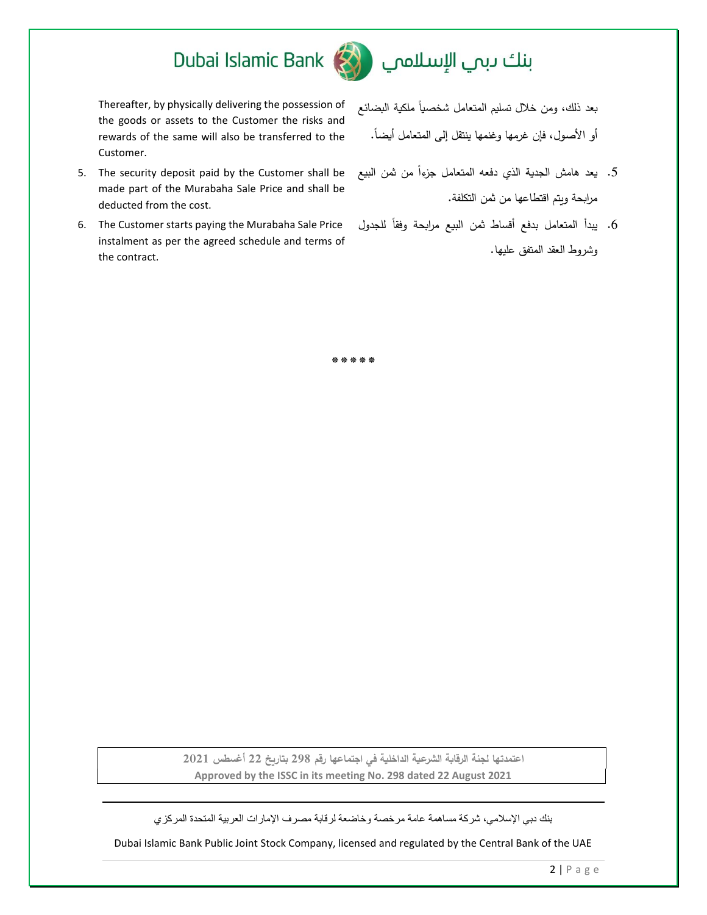Thereafter, by physically delivering the possession of the goods or assets to the Customer the risks and rewards of the same will also be transferred to the Customer.

بعد ذلك، ومن خلال تسليم المتعامل شخصياً ملكية البضائع أو الأصول، فإن غرمها وغنمها ينتقل إلى المتعامل أيضاً.

5. The security deposit paid by the Customer shall be made part of the Murabaha Sale Price and shall be deducted from the cost.

5. يعد هامش الجدية الذي دفعه المتعامل جزءاً من ثمن البيع مرابحة ويتم اقتطاعها من ثمن التكلفة.

6. The Customer starts paying the Murabaha Sale Price instalment as per the agreed schedule and terms of the contract.

6. يبدأ المتعامل بدفع أقساط ثمن البيع مرابحة وفقاً للجدول وشروط العقد المتفق عليها.

* * * * *

**اعتمدتها لجنة الرقابة الشرعية الداخلية في اجتماعها رقم 298 بتاريخ 22 أغسطس 2021**

**Approved by the ISSC in its meeting No. 298 dated 22 August 2021**

بنك دبي الإسلامي، شركة مساهمة عامة مرخصة وخاضعة لرقابة مصرف الإمارات العربية المتحدة المركزي

Dubai Islamic Bank Public Joint Stock Company, licensed and regulated by the Central Bank of the UAE